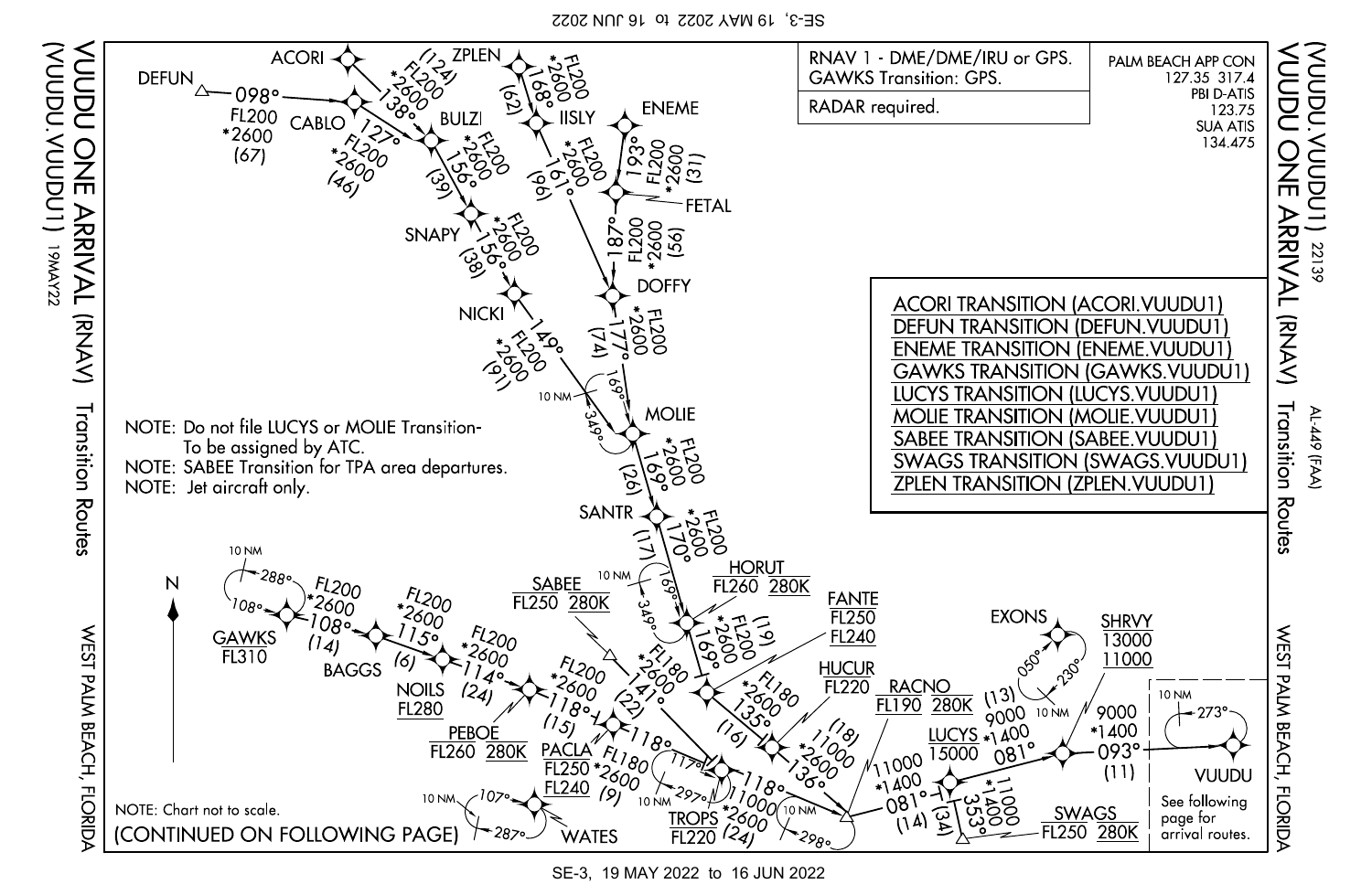# VUUDU ONE ARRIVAL (RNAV)

(VUUDU.VUUDU1) 19MAY22

Transition Routes

WEST PALM BEACH, FLORIDA

AL-449 (FAA) 22139

RNAV 1 - DME/DME/IRU or GPS.
GAWKS Transition: GPS.

RADAR required.

PALM BEACH APP CON 127.35 317.4
PBI D-ATIS 123.75
SUA ATIS 134.475

ACORI TRANSITION (ACORI.VUUDU1)
DEFUN TRANSITION (DEFUN.VUUDU1)
ENEME TRANSITION (ENEME.VUUDU1)
GAWKS TRANSITION (GAWKS.VUUDU1)
LUCYS TRANSITION (LUCYS.VUUDU1)
MOLIE TRANSITION (MOLIE.VUUDU1)
SABEE TRANSITION (SABEE.VUUDU1)
SWAGS TRANSITION (SWAGS.VUUDU1)
ZPLEN TRANSITION (ZPLEN.VUUDU1)

NOTE: Do not file LUCYS or MOLIE Transition- To be assigned by ATC.
NOTE: SABEE Transition for TPA area departures.
NOTE: Jet aircraft only.

NOTE: Chart not to scale.

(CONTINUED ON FOLLOWING PAGE)

DEFUN 098° FL200 *2600 (67)
ACORI 138° FL200 *2600 (124)
CABLO 127° FL200 *2600 (46)
BULZI 156° FL200 *2600 (39)
SNAPY 156° FL200 *2600 (38)
NICKI 149° FL200 *2600 (91)
ZPLEN 168° FL200 *2600 (62)
IISLY 161° FL200 *2600 (96)
ENEME 193° FL200 *2600 (31)
FETAL 187° FL200 *2600 (56)
DOFFY 177° FL200 *2600 (74)
MOLIE 10 NM 169° 349° — 169° FL200 *2600 (26)
SANTR 170° FL200 *2600 (17)
HORUT FL260 280K — 10 NM 169° 349° — 169° FL200 *2600 (19)
FANTE FL250 FL240 — 135° FL180 *2600 (16)
HUCUR FL220 — 136° *11000 *2600 (18)
SABEE FL250 280K — 141° FL180 *2600 (22)
GAWKS FL310 — 10 NM 288° 108° — 108° FL200 *2600 (14)
BAGGS 115° FL200 *2600 (6)
NOILS FL280 — 114° FL200 *2600 (24)
PEBOE FL260 280K — 118° FL200 *2600 (15)
PACLA FL250 FL240 — 118° FL180 *2600 (9)
WATES 10 NM 107° 287°
TROPS FL220 — 10 NM 117° 297° — 118° 11000 *2600 (24)
RACNO FL190 280K — 10 NM 298° — 081° 11000 *1400 (14)
LUCYS 15000 — 081° 9000 *1400 (13)
EXONS 10 NM 050° 230°
SWAGS FL250 280K — 353° *11000 *1400 (34)
SHRVY 13000 11000 — 093° 9000 *1400 (11)
VUUDU 10 NM 273°

See following page for arrival routes.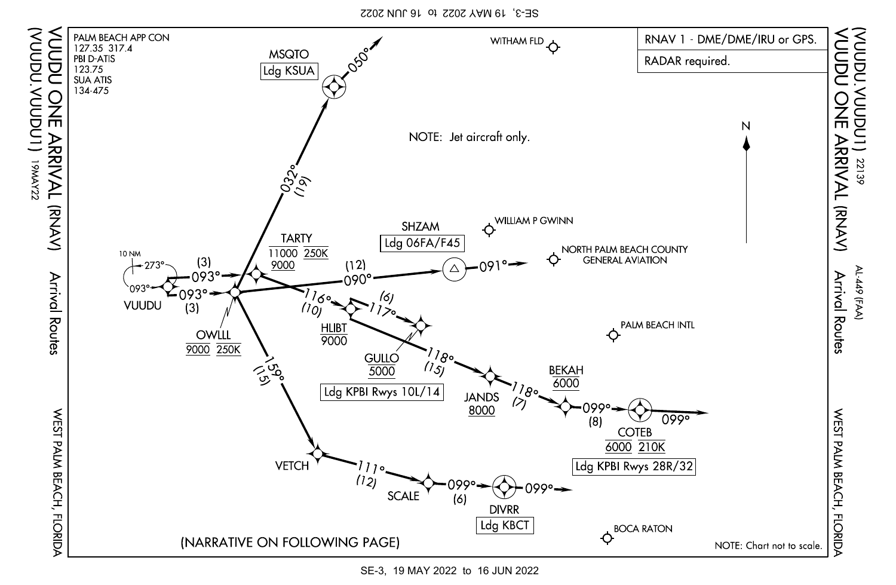# VUUDU ONE ARRIVAL (RNAV)

## (VUUDU.VUUDU1)

19MAY22

Arrival Routes

WEST PALM BEACH, FLORIDA

AL-449 (FAA)

22139

PALM BEACH APP CON
127.35 317.4
PBI D-ATIS
123.75
SUA ATIS
134-475

RNAV 1 - DME/DME/IRU or GPS.

RADAR required.

NOTE: Jet aircraft only.

N

MSQTO
Ldg KSUA

050°

032° (19)

WITHAM FLD

WILLIAM P GWINN

NORTH PALM BEACH COUNTY GENERAL AVIATION

PALM BEACH INTL

BOCA RATON

10 NM
273°
093°

VUUDU

(3) 093°

093° (3)

TARTY
11000 250K
9000

OWLLL
9000 250K

SHZAM
Ldg 06FA/F45

(12) 090°

091°

116° (10)

HLIBT
9000

(6) 117°

GULLO
5000
Ldg KPBI Rwys 10L/14

118° (15)

JANDS
8000

118° (7)

BEKAH
6000

099° (8)

COTEB
6000 210K
Ldg KPBI Rwys 28R/32

099°

159° (15)

VETCH

111° (12)

SCALE

099° (6)

DIVRR
Ldg KBCT

099°

(NARRATIVE ON FOLLOWING PAGE)

NOTE: Chart not to scale.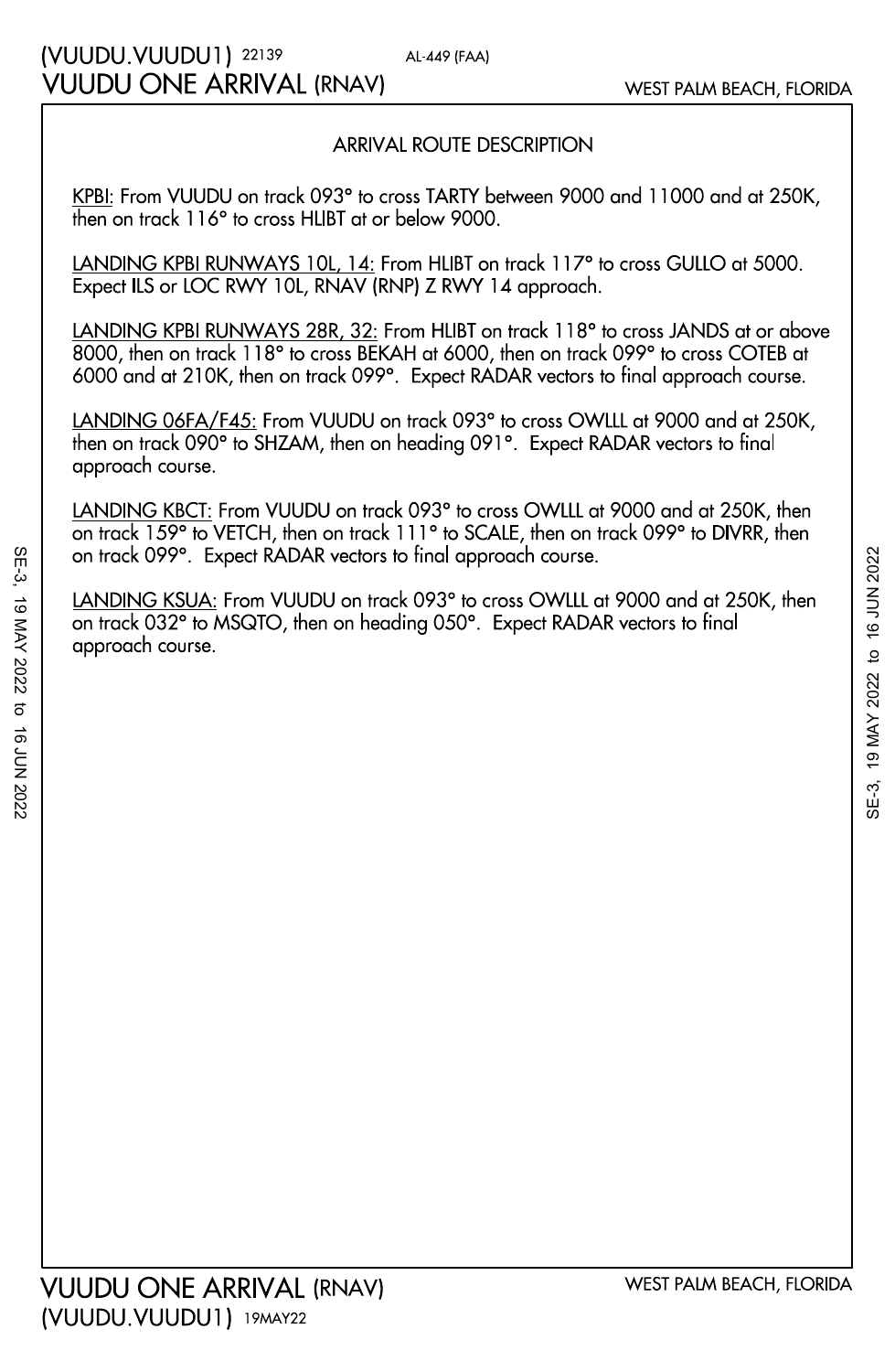# (VUUDU.VUUDU1) 22139

AL-449 (FAA)

# VUUDU ONE ARRIVAL (RNAV)

WEST PALM BEACH, FLORIDA

## ARRIVAL ROUTE DESCRIPTION

KPBI: From VUUDU on track 093° to cross TARTY between 9000 and 11000 and at 250K, then on track 116° to cross HLIBT at or below 9000.

LANDING KPBI RUNWAYS 10L, 14: From HLIBT on track 117° to cross GULLO at 5000. Expect ILS or LOC RWY 10L, RNAV (RNP) Z RWY 14 approach.

LANDING KPBI RUNWAYS 28R, 32: From HLIBT on track 118° to cross JANDS at or above 8000, then on track 118° to cross BEKAH at 6000, then on track 099° to cross COTEB at 6000 and at 210K, then on track 099°. Expect RADAR vectors to final approach course.

LANDING 06FA/F45: From VUUDU on track 093° to cross OWLLL at 9000 and at 250K, then on track 090° to SHZAM, then on heading 091°. Expect RADAR vectors to final approach course.

LANDING KBCT: From VUUDU on track 093° to cross OWLLL at 9000 and at 250K, then on track 159° to VETCH, then on track 111° to SCALE, then on track 099° to DIVRR, then on track 099°. Expect RADAR vectors to final approach course.

LANDING KSUA: From VUUDU on track 093° to cross OWLLL at 9000 and at 250K, then on track 032° to MSQTO, then on heading 050°. Expect RADAR vectors to final approach course.

SE-3, 19 MAY 2022 to 16 JUN 2022

VUUDU ONE ARRIVAL (RNAV)

WEST PALM BEACH, FLORIDA

(VUUDU.VUUDU1) 19MAY22